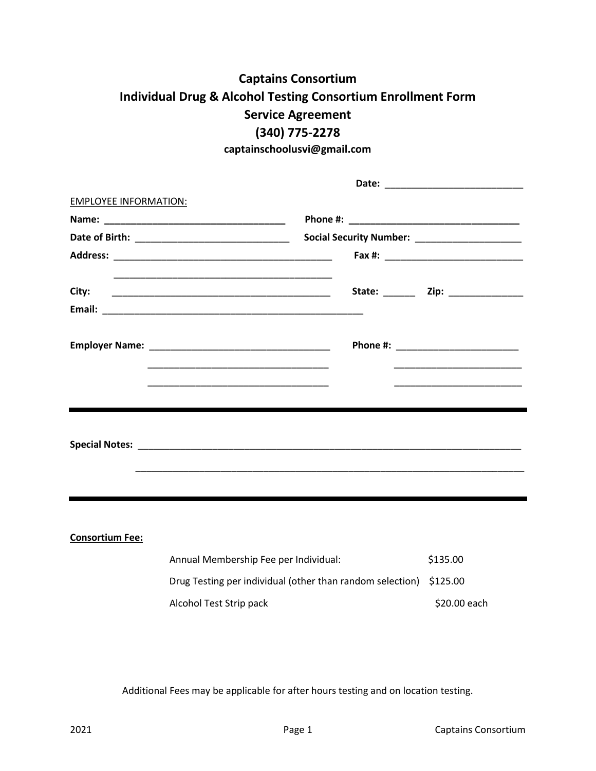# Captains Consortium

## Individual Drug & Alcohol Testing Consortium Enrollment Form

## Service Agreement

## (340) 775-2278

**captainschoolusvi@gmail.com**

**Date:** ___________________________

EMPLOYEE INFORMATION:

**Name:** ___________________________________ **Phone #:** _________________________________

**Date of Birth:** _____________________________ **Social Security Number:** ____________________

**Address:** ___________________________________________ **Fax #:** ___________________________

___________________________________________

**City:** ___________________________________________ **State:** ______ **Zip:** ______________

**Email:** ____________________________________________________

**Employer Name:** ___________________________________ **Phone #:** ________________________

___________________________________ ________________________

___________________________________ ________________________

---

**Special Notes:** ___________________________________________________________________________

___________________________________________________________________________

---

**Consortium Fee:**

| | |
|---|---|
| Annual Membership Fee per Individual: | $135.00 |
| Drug Testing per individual (other than random selection) | $125.00 |
| Alcohol Test Strip pack | $20.00 each |

Additional Fees may be applicable for after hours testing and on location testing.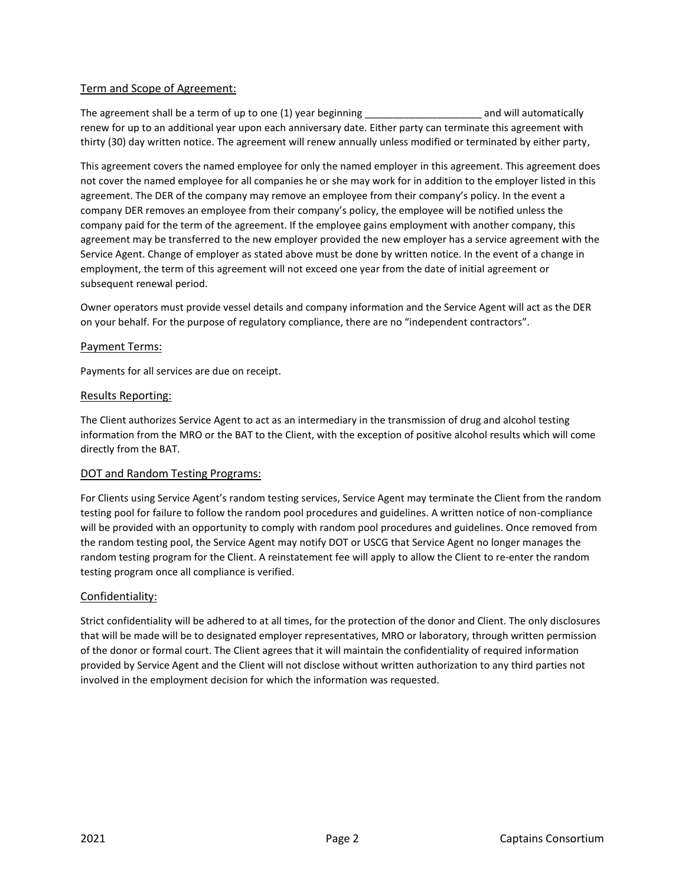## Term and Scope of Agreement:

The agreement shall be a term of up to one (1) year beginning _____________________ and will automatically renew for up to an additional year upon each anniversary date. Either party can terminate this agreement with thirty (30) day written notice. The agreement will renew annually unless modified or terminated by either party,

This agreement covers the named employee for only the named employer in this agreement. This agreement does not cover the named employee for all companies he or she may work for in addition to the employer listed in this agreement. The DER of the company may remove an employee from their company's policy. In the event a company DER removes an employee from their company's policy, the employee will be notified unless the company paid for the term of the agreement. If the employee gains employment with another company, this agreement may be transferred to the new employer provided the new employer has a service agreement with the Service Agent. Change of employer as stated above must be done by written notice. In the event of a change in employment, the term of this agreement will not exceed one year from the date of initial agreement or subsequent renewal period.

Owner operators must provide vessel details and company information and the Service Agent will act as the DER on your behalf. For the purpose of regulatory compliance, there are no "independent contractors".

## Payment Terms:

Payments for all services are due on receipt.

## Results Reporting:

The Client authorizes Service Agent to act as an intermediary in the transmission of drug and alcohol testing information from the MRO or the BAT to the Client, with the exception of positive alcohol results which will come directly from the BAT.

## DOT and Random Testing Programs:

For Clients using Service Agent's random testing services, Service Agent may terminate the Client from the random testing pool for failure to follow the random pool procedures and guidelines. A written notice of non-compliance will be provided with an opportunity to comply with random pool procedures and guidelines. Once removed from the random testing pool, the Service Agent may notify DOT or USCG that Service Agent no longer manages the random testing program for the Client. A reinstatement fee will apply to allow the Client to re-enter the random testing program once all compliance is verified.

## Confidentiality:

Strict confidentiality will be adhered to at all times, for the protection of the donor and Client. The only disclosures that will be made will be to designated employer representatives, MRO or laboratory, through written permission of the donor or formal court. The Client agrees that it will maintain the confidentiality of required information provided by Service Agent and the Client will not disclose without written authorization to any third parties not involved in the employment decision for which the information was requested.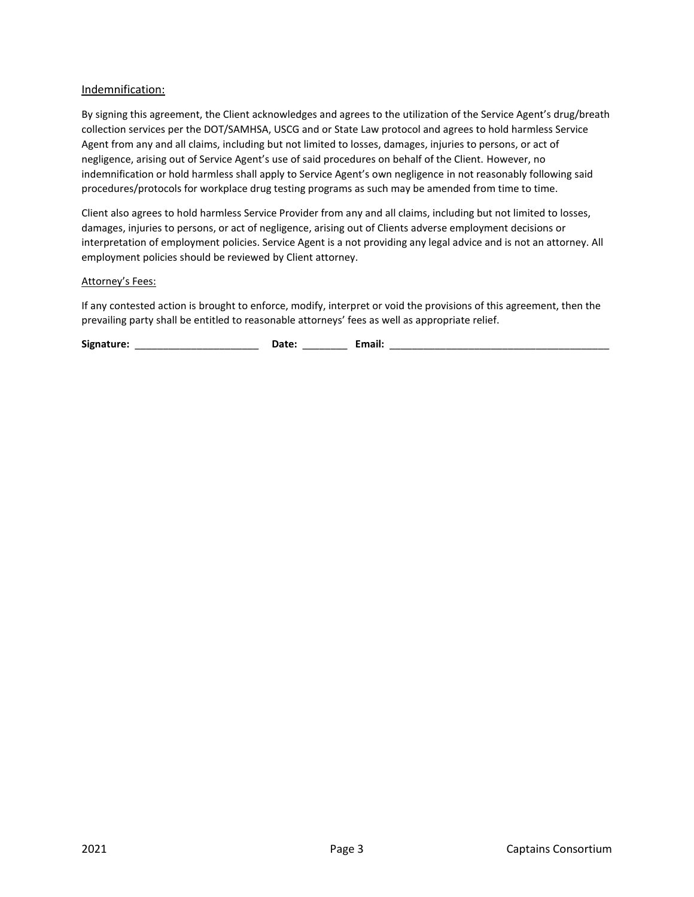Indemnification:

By signing this agreement, the Client acknowledges and agrees to the utilization of the Service Agent's drug/breath collection services per the DOT/SAMHSA, USCG and or State Law protocol and agrees to hold harmless Service Agent from any and all claims, including but not limited to losses, damages, injuries to persons, or act of negligence, arising out of Service Agent's use of said procedures on behalf of the Client. However, no indemnification or hold harmless shall apply to Service Agent's own negligence in not reasonably following said procedures/protocols for workplace drug testing programs as such may be amended from time to time.

Client also agrees to hold harmless Service Provider from any and all claims, including but not limited to losses, damages, injuries to persons, or act of negligence, arising out of Clients adverse employment decisions or interpretation of employment policies. Service Agent is a not providing any legal advice and is not an attorney. All employment policies should be reviewed by Client attorney.

Attorney's Fees:

If any contested action is brought to enforce, modify, interpret or void the provisions of this agreement, then the prevailing party shall be entitled to reasonable attorneys' fees as well as appropriate relief.

**Signature:** ______________________ **Date:** ________ **Email:** ________________________________________